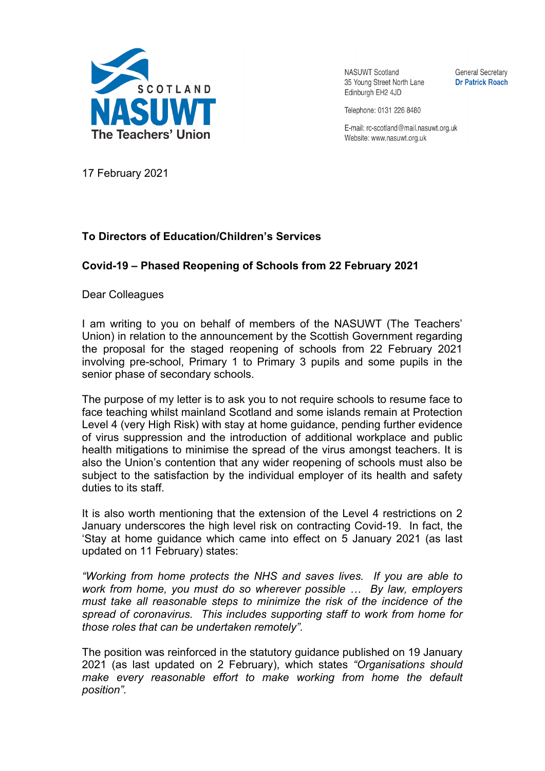SCOTLAND
NASUWT
The Teachers' Union

NASUWT Scotland
35 Young Street North Lane
Edinburgh EH2 4JD

Telephone: 0131 226 8480

E-mail: rc-scotland@mail.nasuwt.org.uk
Website: www.nasuwt.org.uk

General Secretary
**Dr Patrick Roach**

17 February 2021

**To Directors of Education/Children's Services**

**Covid-19 – Phased Reopening of Schools from 22 February 2021**

Dear Colleagues

I am writing to you on behalf of members of the NASUWT (The Teachers' Union) in relation to the announcement by the Scottish Government regarding the proposal for the staged reopening of schools from 22 February 2021 involving pre-school, Primary 1 to Primary 3 pupils and some pupils in the senior phase of secondary schools.

The purpose of my letter is to ask you to not require schools to resume face to face teaching whilst mainland Scotland and some islands remain at Protection Level 4 (very High Risk) with stay at home guidance, pending further evidence of virus suppression and the introduction of additional workplace and public health mitigations to minimise the spread of the virus amongst teachers. It is also the Union's contention that any wider reopening of schools must also be subject to the satisfaction by the individual employer of its health and safety duties to its staff.

It is also worth mentioning that the extension of the Level 4 restrictions on 2 January underscores the high level risk on contracting Covid-19. In fact, the 'Stay at home guidance which came into effect on 5 January 2021 (as last updated on 11 February) states:

*"Working from home protects the NHS and saves lives. If you are able to work from home, you must do so wherever possible … By law, employers must take all reasonable steps to minimize the risk of the incidence of the spread of coronavirus. This includes supporting staff to work from home for those roles that can be undertaken remotely".*

The position was reinforced in the statutory guidance published on 19 January 2021 (as last updated on 2 February), which states *"Organisations should make every reasonable effort to make working from home the default position".*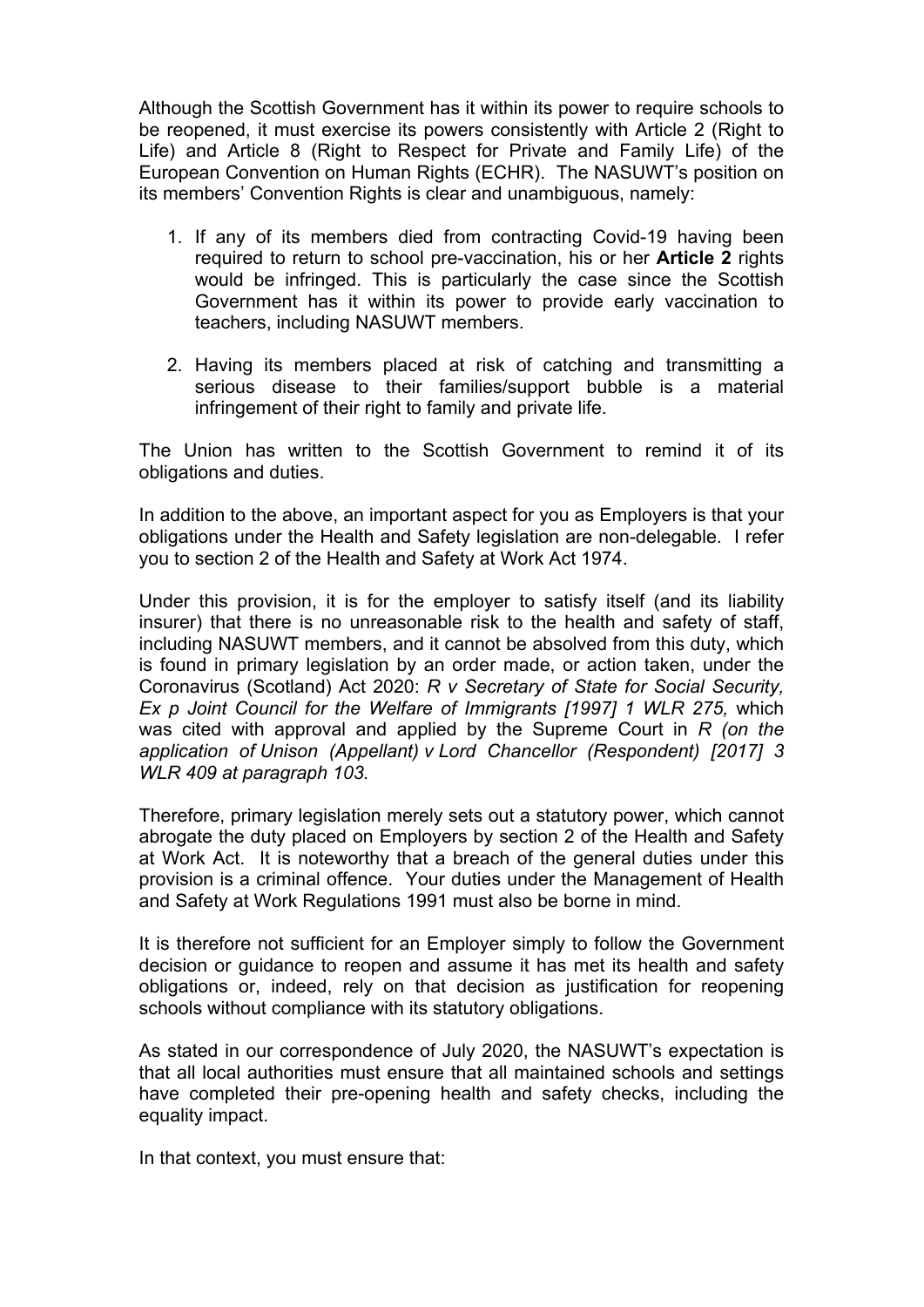Although the Scottish Government has it within its power to require schools to be reopened, it must exercise its powers consistently with Article 2 (Right to Life) and Article 8 (Right to Respect for Private and Family Life) of the European Convention on Human Rights (ECHR). The NASUWT's position on its members' Convention Rights is clear and unambiguous, namely:

1. If any of its members died from contracting Covid-19 having been required to return to school pre-vaccination, his or her **Article 2** rights would be infringed. This is particularly the case since the Scottish Government has it within its power to provide early vaccination to teachers, including NASUWT members.

2. Having its members placed at risk of catching and transmitting a serious disease to their families/support bubble is a material infringement of their right to family and private life.

The Union has written to the Scottish Government to remind it of its obligations and duties.

In addition to the above, an important aspect for you as Employers is that your obligations under the Health and Safety legislation are non-delegable. I refer you to section 2 of the Health and Safety at Work Act 1974.

Under this provision, it is for the employer to satisfy itself (and its liability insurer) that there is no unreasonable risk to the health and safety of staff, including NASUWT members, and it cannot be absolved from this duty, which is found in primary legislation by an order made, or action taken, under the Coronavirus (Scotland) Act 2020: *R v Secretary of State for Social Security, Ex p Joint Council for the Welfare of Immigrants [1997] 1 WLR 275,* which was cited with approval and applied by the Supreme Court in *R (on the application of Unison (Appellant) v Lord Chancellor (Respondent) [2017] 3 WLR 409 at paragraph 103.*

Therefore, primary legislation merely sets out a statutory power, which cannot abrogate the duty placed on Employers by section 2 of the Health and Safety at Work Act. It is noteworthy that a breach of the general duties under this provision is a criminal offence. Your duties under the Management of Health and Safety at Work Regulations 1991 must also be borne in mind.

It is therefore not sufficient for an Employer simply to follow the Government decision or guidance to reopen and assume it has met its health and safety obligations or, indeed, rely on that decision as justification for reopening schools without compliance with its statutory obligations.

As stated in our correspondence of July 2020, the NASUWT's expectation is that all local authorities must ensure that all maintained schools and settings have completed their pre-opening health and safety checks, including the equality impact.

In that context, you must ensure that: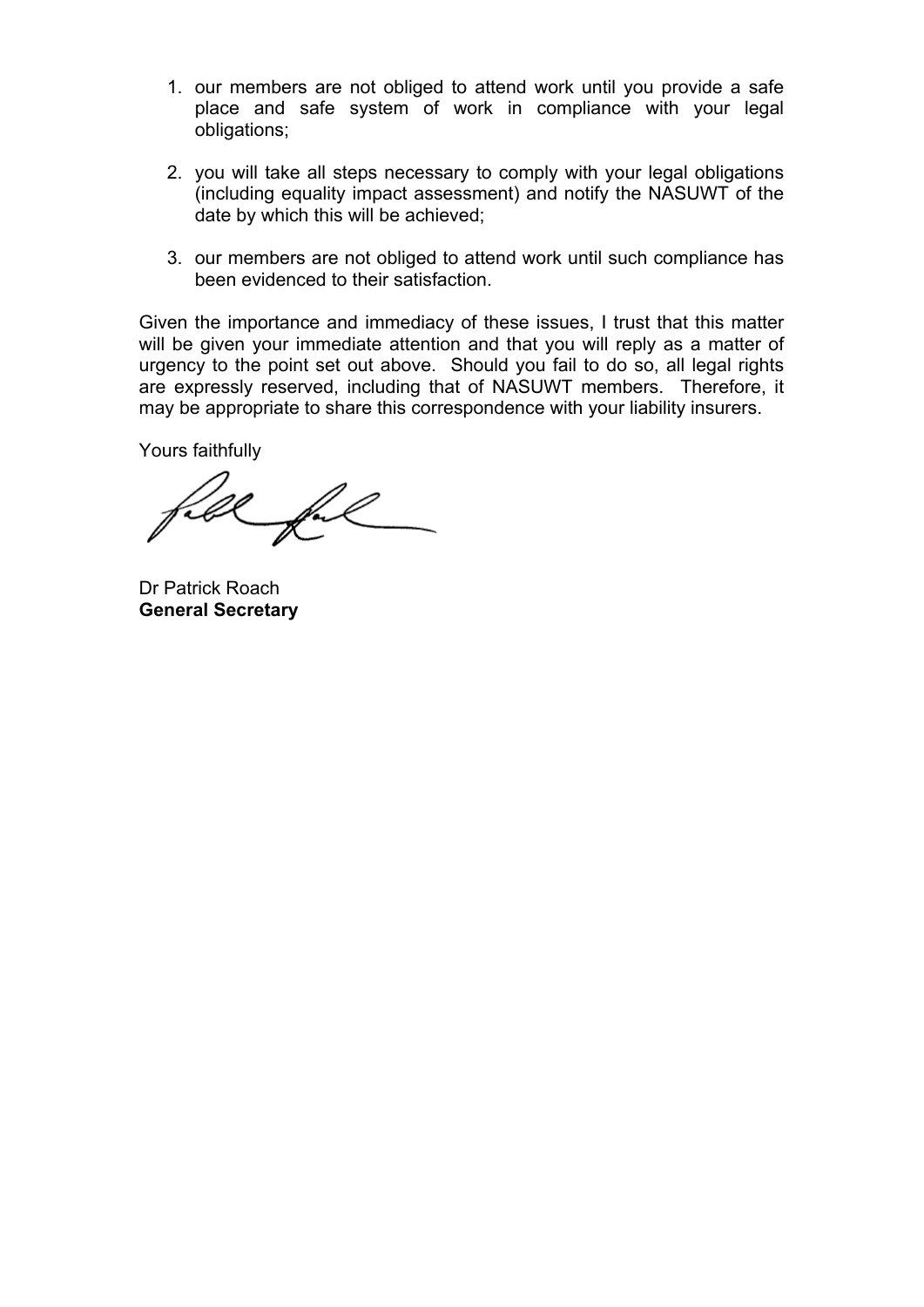1. our members are not obliged to attend work until you provide a safe place and safe system of work in compliance with your legal obligations;

2. you will take all steps necessary to comply with your legal obligations (including equality impact assessment) and notify the NASUWT of the date by which this will be achieved;

3. our members are not obliged to attend work until such compliance has been evidenced to their satisfaction.

Given the importance and immediacy of these issues, I trust that this matter will be given your immediate attention and that you will reply as a matter of urgency to the point set out above. Should you fail to do so, all legal rights are expressly reserved, including that of NASUWT members. Therefore, it may be appropriate to share this correspondence with your liability insurers.

Yours faithfully

Dr Patrick Roach
**General Secretary**